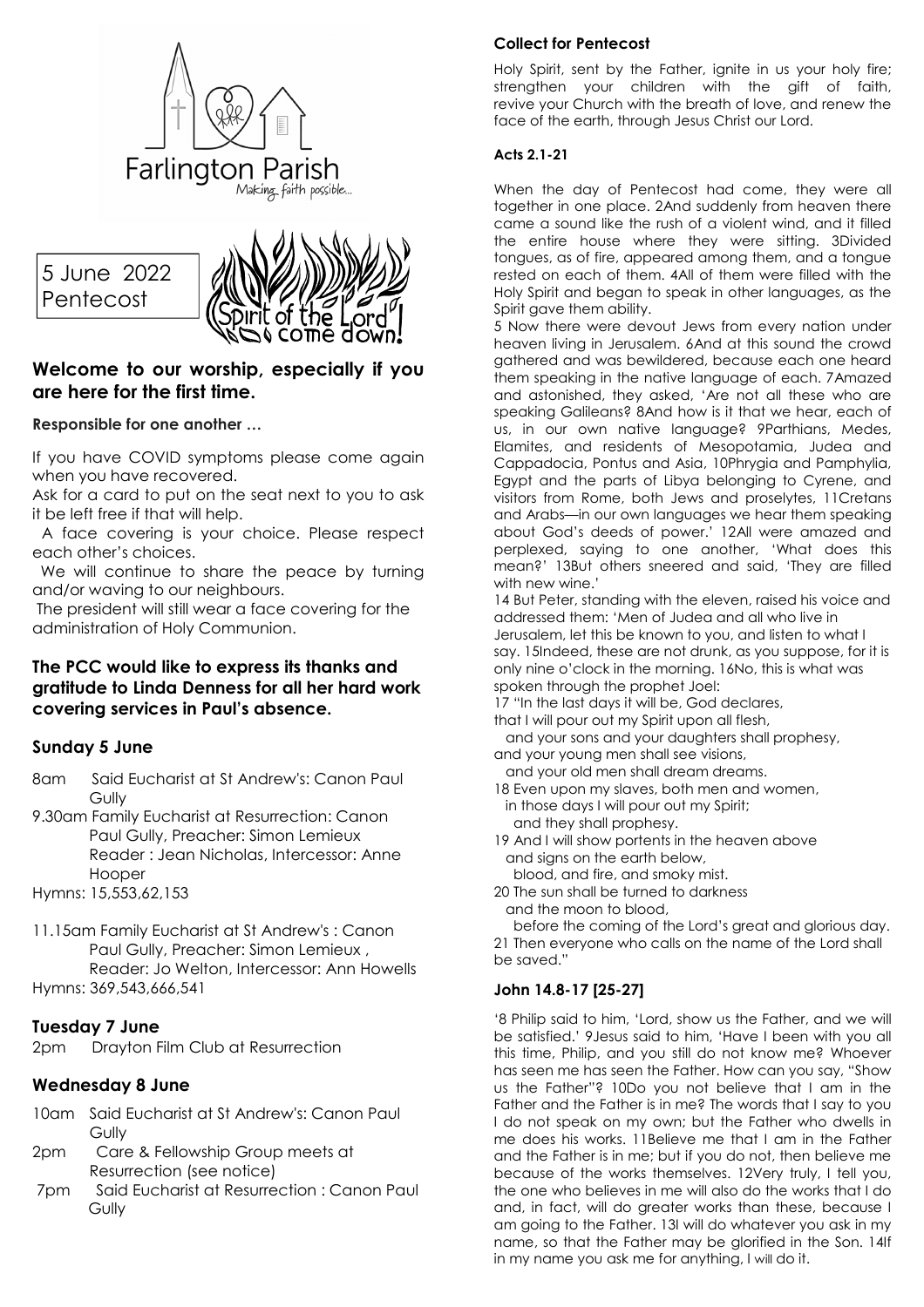Farlington Parish
Making faith possible...

5 June 2022
Pentecost

Spirit of the Lord come down!

## Welcome to our worship, especially if you are here for the first time.

**Responsible for one another …**

If you have COVID symptoms please come again when you have recovered.

Ask for a card to put on the seat next to you to ask it be left free if that will help.

A face covering is your choice. Please respect each other's choices.

We will continue to share the peace by turning and/or waving to our neighbours.

The president will still wear a face covering for the administration of Holy Communion.

### The PCC would like to express its thanks and gratitude to Linda Denness for all her hard work covering services in Paul's absence.

### Sunday 5 June

8am Said Eucharist at St Andrew's: Canon Paul Gully

9.30am Family Eucharist at Resurrection: Canon Paul Gully, Preacher: Simon Lemieux Reader : Jean Nicholas, Intercessor: Anne Hooper

Hymns: 15,553,62,153

11.15am Family Eucharist at St Andrew's : Canon Paul Gully, Preacher: Simon Lemieux , Reader: Jo Welton, Intercessor: Ann Howells

Hymns: 369,543,666,541

### Tuesday 7 June

2pm Drayton Film Club at Resurrection

### Wednesday 8 June

10am Said Eucharist at St Andrew's: Canon Paul Gully

2pm Care & Fellowship Group meets at Resurrection (see notice)

7pm Said Eucharist at Resurrection : Canon Paul Gully

**Collect for Pentecost**

Holy Spirit, sent by the Father, ignite in us your holy fire; strengthen your children with the gift of faith, revive your Church with the breath of love, and renew the face of the earth, through Jesus Christ our Lord.

**Acts 2.1-21**

When the day of Pentecost had come, they were all together in one place. 2And suddenly from heaven there came a sound like the rush of a violent wind, and it filled the entire house where they were sitting. 3Divided tongues, as of fire, appeared among them, and a tongue rested on each of them. 4All of them were filled with the Holy Spirit and began to speak in other languages, as the Spirit gave them ability.

5 Now there were devout Jews from every nation under heaven living in Jerusalem. 6And at this sound the crowd gathered and was bewildered, because each one heard them speaking in the native language of each. 7Amazed and astonished, they asked, 'Are not all these who are speaking Galileans? 8And how is it that we hear, each of us, in our own native language? 9Parthians, Medes, Elamites, and residents of Mesopotamia, Judea and Cappadocia, Pontus and Asia, 10Phrygia and Pamphylia, Egypt and the parts of Libya belonging to Cyrene, and visitors from Rome, both Jews and proselytes, 11Cretans and Arabs—in our own languages we hear them speaking about God's deeds of power.' 12All were amazed and perplexed, saying to one another, 'What does this mean?' 13But others sneered and said, 'They are filled with new wine.'

14 But Peter, standing with the eleven, raised his voice and addressed them: 'Men of Judea and all who live in Jerusalem, let this be known to you, and listen to what I say. 15Indeed, these are not drunk, as you suppose, for it is only nine o'clock in the morning. 16No, this is what was spoken through the prophet Joel:

17 "In the last days it will be, God declares,
that I will pour out my Spirit upon all flesh,
and your sons and your daughters shall prophesy,
and your young men shall see visions,
and your old men shall dream dreams.
18 Even upon my slaves, both men and women,
in those days I will pour out my Spirit;
and they shall prophesy.
19 And I will show portents in the heaven above
and signs on the earth below,
blood, and fire, and smoky mist.
20 The sun shall be turned to darkness
and the moon to blood,
before the coming of the Lord's great and glorious day.
21 Then everyone who calls on the name of the Lord shall be saved."

### John 14.8-17 [25-27]

'8 Philip said to him, 'Lord, show us the Father, and we will be satisfied.' 9Jesus said to him, 'Have I been with you all this time, Philip, and you still do not know me? Whoever has seen me has seen the Father. How can you say, "Show us the Father"? 10Do you not believe that I am in the Father and the Father is in me? The words that I say to you I do not speak on my own; but the Father who dwells in me does his works. 11Believe me that I am in the Father and the Father is in me; but if you do not, then believe me because of the works themselves. 12Very truly, I tell you, the one who believes in me will also do the works that I do and, in fact, will do greater works than these, because I am going to the Father. 13I will do whatever you ask in my name, so that the Father may be glorified in the Son. 14If in my name you ask me for anything, I will do it.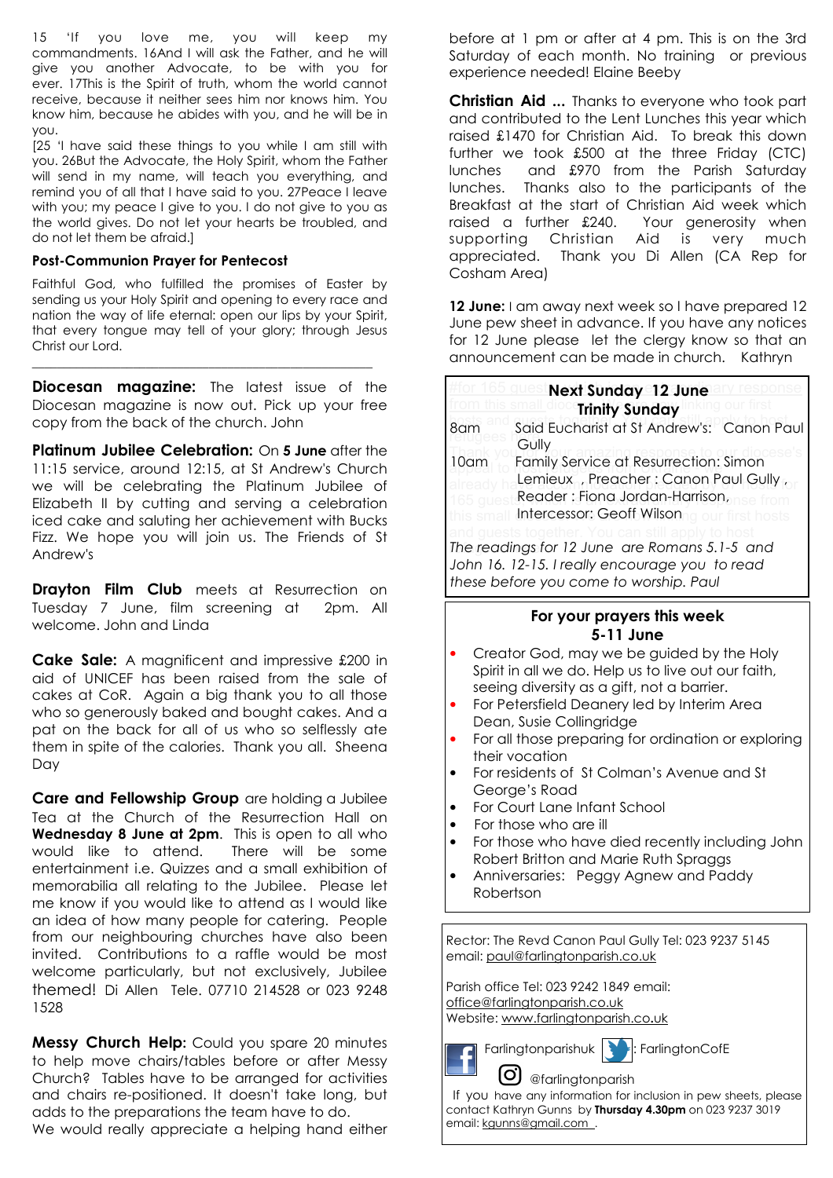15 'If you love me, you will keep my commandments. 16And I will ask the Father, and he will give you another Advocate, to be with you for ever. 17This is the Spirit of truth, whom the world cannot receive, because it neither sees him nor knows him. You know him, because he abides with you, and he will be in you.

[25 'I have said these things to you while I am still with you. 26But the Advocate, the Holy Spirit, whom the Father will send in my name, will teach you everything, and remind you of all that I have said to you. 27Peace I leave with you; my peace I give to you. I do not give to you as the world gives. Do not let your hearts be troubled, and do not let them be afraid.]

### Post-Communion Prayer for Pentecost

Faithful God, who fulfilled the promises of Easter by sending us your Holy Spirit and opening to every race and nation the way of life eternal: open our lips by your Spirit, that every tongue may tell of your glory; through Jesus Christ our Lord.

---

**Diocesan magazine:** The latest issue of the Diocesan magazine is now out. Pick up your free copy from the back of the church. John

**Platinum Jubilee Celebration:** On **5 June** after the 11:15 service, around 12:15, at St Andrew's Church we will be celebrating the Platinum Jubilee of Elizabeth II by cutting and serving a celebration iced cake and saluting her achievement with Bucks Fizz. We hope you will join us. The Friends of St Andrew's

**Drayton Film Club** meets at Resurrection on Tuesday 7 June, film screening at 2pm. All welcome. John and Linda

**Cake Sale:** A magnificent and impressive £200 in aid of UNICEF has been raised from the sale of cakes at CoR. Again a big thank you to all those who so generously baked and bought cakes. And a pat on the back for all of us who so selflessly ate them in spite of the calories. Thank you all. Sheena Day

**Care and Fellowship Group** are holding a Jubilee Tea at the Church of the Resurrection Hall on **Wednesday 8 June at 2pm**. This is open to all who would like to attend. There will be some entertainment i.e. Quizzes and a small exhibition of memorabilia all relating to the Jubilee. Please let me know if you would like to attend as I would like an idea of how many people for catering. People from our neighbouring churches have also been invited. Contributions to a raffle would be most welcome particularly, but not exclusively, Jubilee themed! Di Allen Tele. 07710 214528 or 023 9248 1528

**Messy Church Help:** Could you spare 20 minutes to help move chairs/tables before or after Messy Church? Tables have to be arranged for activities and chairs re-positioned. It doesn't take long, but adds to the preparations the team have to do. We would really appreciate a helping hand either before at 1 pm or after at 4 pm. This is on the 3rd Saturday of each month. No training or previous experience needed! Elaine Beeby

**Christian Aid ...** Thanks to everyone who took part and contributed to the Lent Lunches this year which raised £1470 for Christian Aid. To break this down further we took £500 at the three Friday (CTC) lunches and £970 from the Parish Saturday lunches. Thanks also to the participants of the Breakfast at the start of Christian Aid week which raised a further £240. Your generosity when supporting Christian Aid is very much appreciated. Thank you Di Allen (CA Rep for Cosham Area)

**12 June:** I am away next week so I have prepared 12 June pew sheet in advance. If you have any notices for 12 June please let the clergy know so that an announcement can be made in church. Kathryn

## Next Sunday 12 June
## Trinity Sunday

8am Said Eucharist at St Andrew's: Canon Paul Gully

10am Family Service at Resurrection: Simon Lemieux , Preacher : Canon Paul Gully , Reader : Fiona Jordan-Harrison, Intercessor: Geoff Wilson

*The readings for 12 June are Romans 5.1-5 and John 16. 12-15. I really encourage you to read these before you come to worship. Paul*

## For your prayers this week
## 5-11 June

- Creator God, may we be guided by the Holy Spirit in all we do. Help us to live out our faith, seeing diversity as a gift, not a barrier.
- For Petersfield Deanery led by Interim Area Dean, Susie Collingridge
- For all those preparing for ordination or exploring their vocation
- For residents of St Colman's Avenue and St George's Road
- For Court Lane Infant School
- For those who are ill
- For those who have died recently including John Robert Britton and Marie Ruth Spraggs
- Anniversaries: Peggy Agnew and Paddy Robertson

Rector: The Revd Canon Paul Gully Tel: 023 9237 5145 email: paul@farlingtonparish.co.uk

Parish office Tel: 023 9242 1849 email: office@farlingtonparish.co.uk
Website: www.farlingtonparish.co.uk

Farlingtonparishuk : FarlingtonCofE

@farlingtonparish

If you have any information for inclusion in pew sheets, please contact Kathryn Gunns by **Thursday 4.30pm** on 023 9237 3019 email: kgunns@gmail.com .